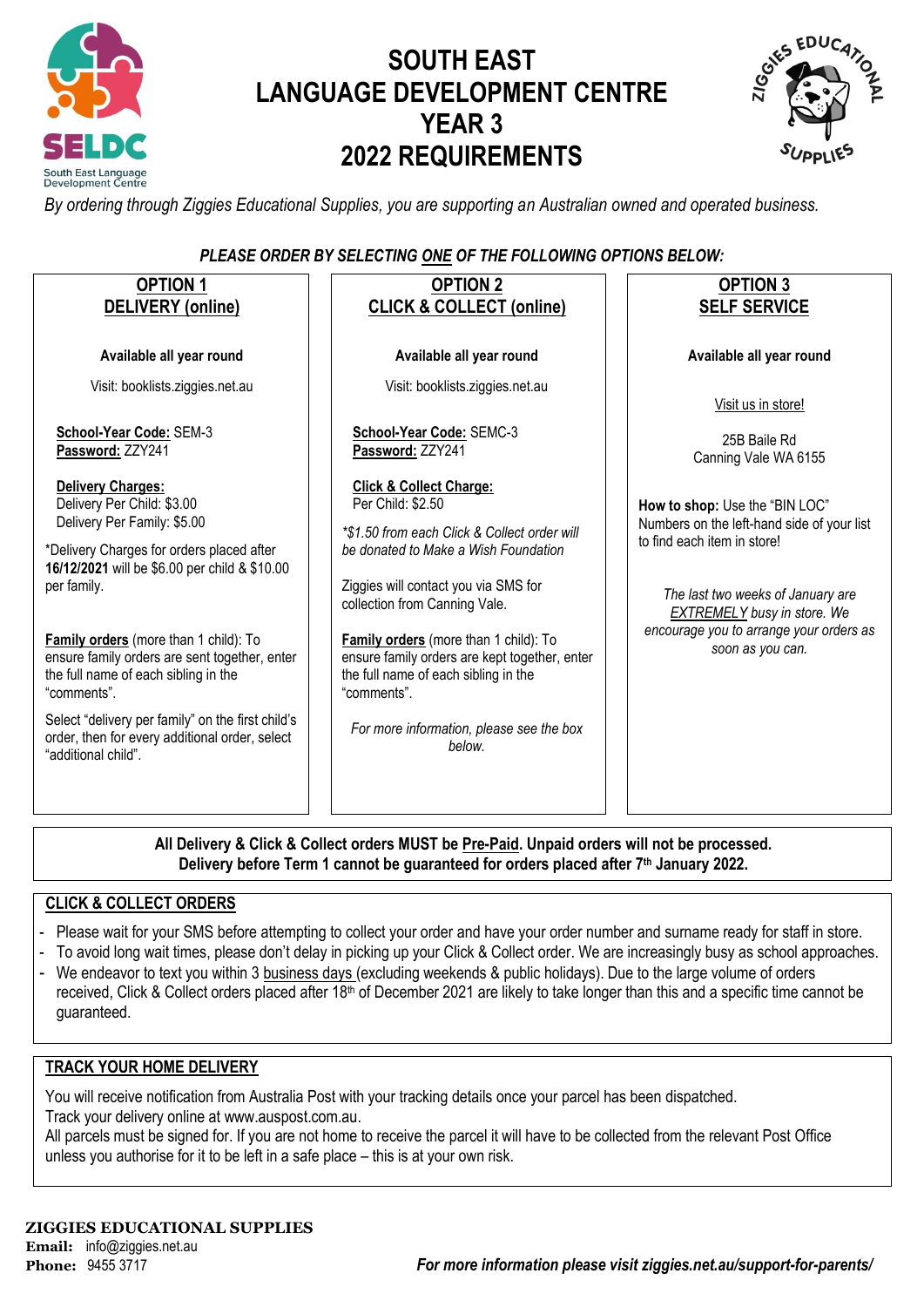# SOUTH EAST LANGUAGE DEVELOPMENT CENTRE YEAR 3 2022 REQUIREMENTS

*By ordering through Ziggies Educational Supplies, you are supporting an Australian owned and operated business.*

***PLEASE ORDER BY SELECTING ONE OF THE FOLLOWING OPTIONS BELOW:***

## OPTION 1 DELIVERY (online)

**Available all year round**

Visit: booklists.ziggies.net.au

**School-Year Code:** SEM-3
**Password:** ZZY241

**Delivery Charges:**
Delivery Per Child: $3.00
Delivery Per Family: $5.00

*Delivery Charges for orders placed after **16/12/2021** will be $6.00 per child & $10.00 per family.

**Family orders** (more than 1 child): To ensure family orders are sent together, enter the full name of each sibling in the "comments".

Select "delivery per family" on the first child's order, then for every additional order, select "additional child".

## OPTION 2 CLICK & COLLECT (online)

**Available all year round**

Visit: booklists.ziggies.net.au

**School-Year Code:** SEMC-3
**Password:** ZZY241

**Click & Collect Charge:**
Per Child: $2.50

*\*$1.50 from each Click & Collect order will be donated to Make a Wish Foundation*

Ziggies will contact you via SMS for collection from Canning Vale.

**Family orders** (more than 1 child): To ensure family orders are kept together, enter the full name of each sibling in the "comments".

*For more information, please see the box below.*

## OPTION 3 SELF SERVICE

**Available all year round**

Visit us in store!

25B Baile Rd
Canning Vale WA 6155

**How to shop:** Use the "BIN LOC" Numbers on the left-hand side of your list to find each item in store!

*The last two weeks of January are EXTREMELY busy in store. We encourage you to arrange your orders as soon as you can.*

**All Delivery & Click & Collect orders MUST be Pre-Paid. Unpaid orders will not be processed.**
**Delivery before Term 1 cannot be guaranteed for orders placed after 7th January 2022.**

## CLICK & COLLECT ORDERS

- Please wait for your SMS before attempting to collect your order and have your order number and surname ready for staff in store.
- To avoid long wait times, please don't delay in picking up your Click & Collect order. We are increasingly busy as school approaches.
- We endeavor to text you within 3 business days (excluding weekends & public holidays). Due to the large volume of orders received, Click & Collect orders placed after 18th of December 2021 are likely to take longer than this and a specific time cannot be guaranteed.

## TRACK YOUR HOME DELIVERY

You will receive notification from Australia Post with your tracking details once your parcel has been dispatched.
Track your delivery online at www.auspost.com.au.
All parcels must be signed for. If you are not home to receive the parcel it will have to be collected from the relevant Post Office unless you authorise for it to be left in a safe place – this is at your own risk.

**ZIGGIES EDUCATIONAL SUPPLIES**
**Email:** info@ziggies.net.au
**Phone:** 9455 3717

***For more information please visit ziggies.net.au/support-for-parents/***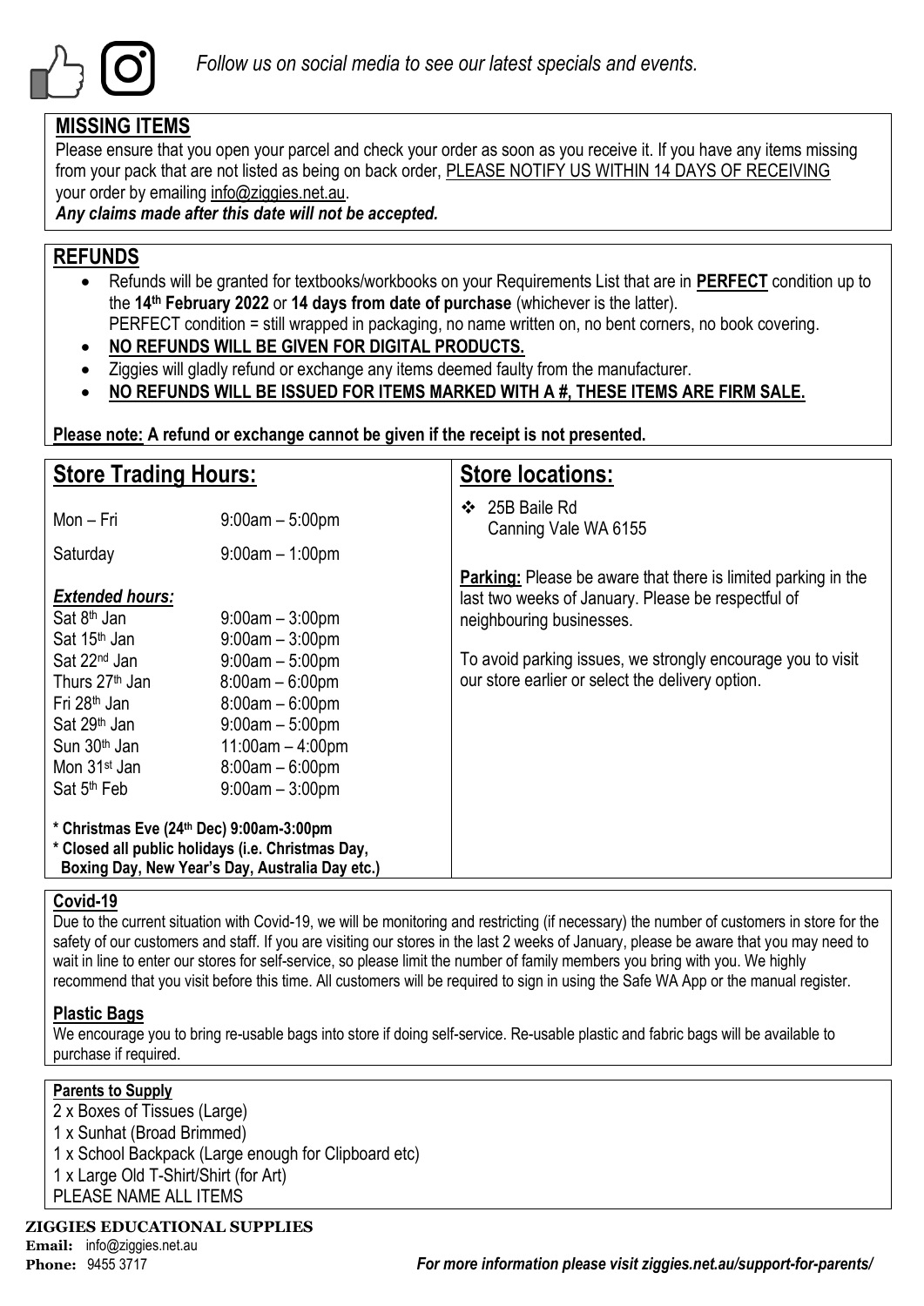*Follow us on social media to see our latest specials and events.*

## MISSING ITEMS

Please ensure that you open your parcel and check your order as soon as you receive it. If you have any items missing from your pack that are not listed as being on back order, PLEASE NOTIFY US WITHIN 14 DAYS OF RECEIVING your order by emailing info@ziggies.net.au.

***Any claims made after this date will not be accepted.***

## REFUNDS

- Refunds will be granted for textbooks/workbooks on your Requirements List that are in **PERFECT** condition up to the **14th February 2022** or **14 days from date of purchase** (whichever is the latter).
  PERFECT condition = still wrapped in packaging, no name written on, no bent corners, no book covering.
- **NO REFUNDS WILL BE GIVEN FOR DIGITAL PRODUCTS.**
- Ziggies will gladly refund or exchange any items deemed faulty from the manufacturer.
- **NO REFUNDS WILL BE ISSUED FOR ITEMS MARKED WITH A #, THESE ITEMS ARE FIRM SALE.**

**Please note: A refund or exchange cannot be given if the receipt is not presented.**

## Store Trading Hours:

| | |
|---|---|
| Mon – Fri | 9:00am – 5:00pm |
| Saturday | 9:00am – 1:00pm |

***Extended hours:***

| | |
|---|---|
| Sat 8th Jan | 9:00am – 3:00pm |
| Sat 15th Jan | 9:00am – 3:00pm |
| Sat 22nd Jan | 9:00am – 5:00pm |
| Thurs 27th Jan | 8:00am – 6:00pm |
| Fri 28th Jan | 8:00am – 6:00pm |
| Sat 29th Jan | 9:00am – 5:00pm |
| Sun 30th Jan | 11:00am – 4:00pm |
| Mon 31st Jan | 8:00am – 6:00pm |
| Sat 5th Feb | 9:00am – 3:00pm |

**\* Christmas Eve (24th Dec) 9:00am-3:00pm**
**\* Closed all public holidays (i.e. Christmas Day, Boxing Day, New Year's Day, Australia Day etc.)**

## Store locations:

- 25B Baile Rd
  Canning Vale WA 6155

**Parking:** Please be aware that there is limited parking in the last two weeks of January. Please be respectful of neighbouring businesses.

To avoid parking issues, we strongly encourage you to visit our store earlier or select the delivery option.

## Covid-19

Due to the current situation with Covid-19, we will be monitoring and restricting (if necessary) the number of customers in store for the safety of our customers and staff. If you are visiting our stores in the last 2 weeks of January, please be aware that you may need to wait in line to enter our stores for self-service, so please limit the number of family members you bring with you. We highly recommend that you visit before this time. All customers will be required to sign in using the Safe WA App or the manual register.

## Plastic Bags

We encourage you to bring re-usable bags into store if doing self-service. Re-usable plastic and fabric bags will be available to purchase if required.

### Parents to Supply

2 x Boxes of Tissues (Large)
1 x Sunhat (Broad Brimmed)
1 x School Backpack (Large enough for Clipboard etc)
1 x Large Old T-Shirt/Shirt (for Art)
PLEASE NAME ALL ITEMS

**ZIGGIES EDUCATIONAL SUPPLIES**
**Email:** info@ziggies.net.au
**Phone:** 9455 3717

***For more information please visit ziggies.net.au/support-for-parents/***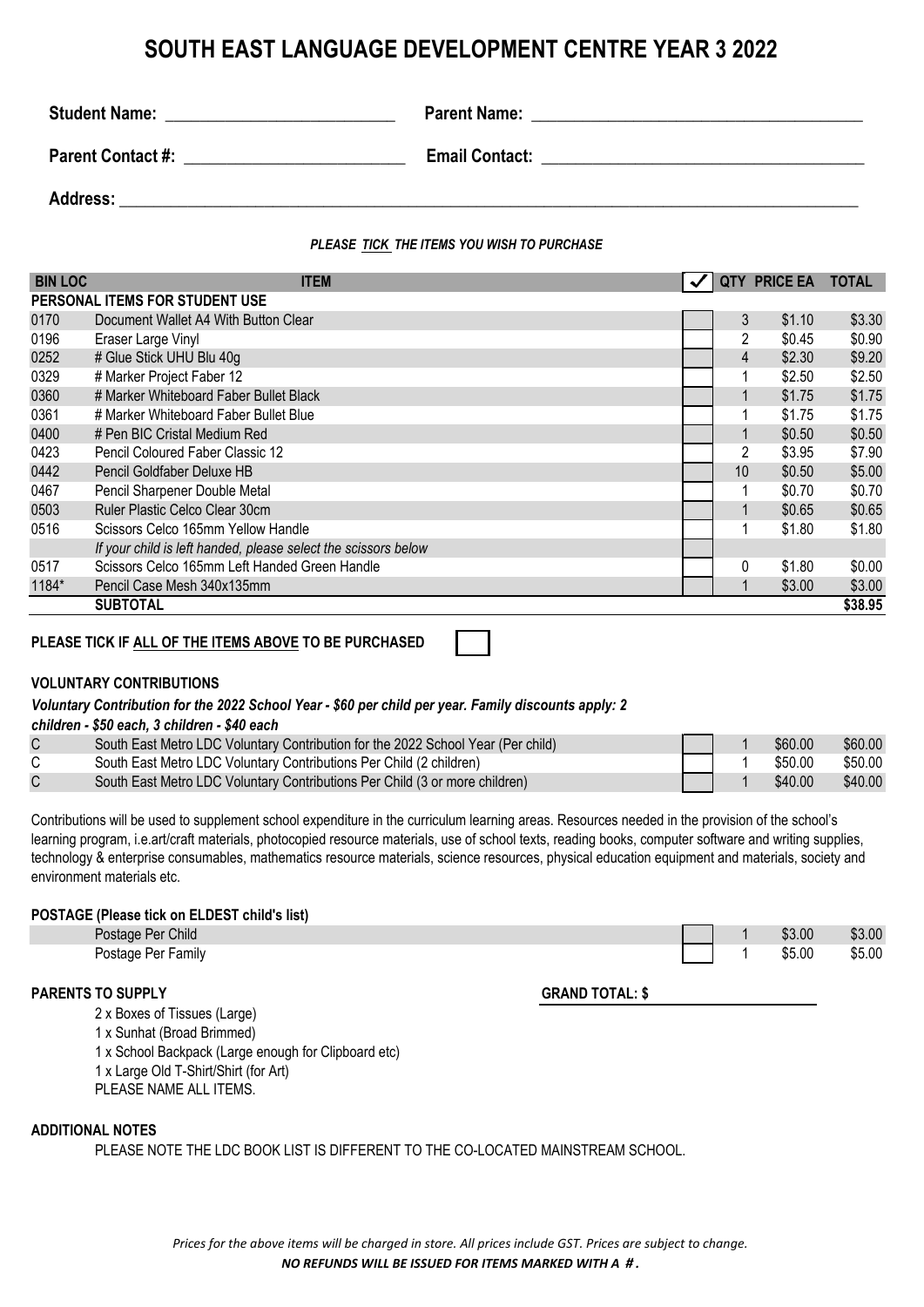# SOUTH EAST LANGUAGE DEVELOPMENT CENTRE YEAR 3 2022

**Student Name:** ___________________________ **Parent Name:** ______________________________________

**Parent Contact #:** _________________________ **Email Contact:** ____________________________________

**Address:** ____________________________________________________________________________________

***PLEASE TICK THE ITEMS YOU WISH TO PURCHASE***

| BIN LOC | ITEM | ✓ | QTY | PRICE EA | TOTAL |
|---|---|---|---|---|---|
| **PERSONAL ITEMS FOR STUDENT USE** | | | | | |
| 0170 | Document Wallet A4 With Button Clear | | 3 | $1.10 | $3.30 |
| 0196 | Eraser Large Vinyl | | 2 | $0.45 | $0.90 |
| 0252 | # Glue Stick UHU Blu 40g | | 4 | $2.30 | $9.20 |
| 0329 | # Marker Project Faber 12 | | 1 | $2.50 | $2.50 |
| 0360 | # Marker Whiteboard Faber Bullet Black | | 1 | $1.75 | $1.75 |
| 0361 | # Marker Whiteboard Faber Bullet Blue | | 1 | $1.75 | $1.75 |
| 0400 | # Pen BIC Cristal Medium Red | | 1 | $0.50 | $0.50 |
| 0423 | Pencil Coloured Faber Classic 12 | | 2 | $3.95 | $7.90 |
| 0442 | Pencil Goldfaber Deluxe HB | | 10 | $0.50 | $5.00 |
| 0467 | Pencil Sharpener Double Metal | | 1 | $0.70 | $0.70 |
| 0503 | Ruler Plastic Celco Clear 30cm | | 1 | $0.65 | $0.65 |
| 0516 | Scissors Celco 165mm Yellow Handle | | 1 | $1.80 | $1.80 |
| | *If your child is left handed, please select the scissors below* | | | | |
| 0517 | Scissors Celco 165mm Left Handed Green Handle | | 0 | $1.80 | $0.00 |
| 1184* | Pencil Case Mesh 340x135mm | | 1 | $3.00 | $3.00 |
| | **SUBTOTAL** | | | | **$38.95** |

**PLEASE TICK IF ALL OF THE ITEMS ABOVE TO BE PURCHASED** ☐

**VOLUNTARY CONTRIBUTIONS**

***Voluntary Contribution for the 2022 School Year - $60 per child per year. Family discounts apply: 2 children - $50 each, 3 children - $40 each***

| | | ✓ | QTY | PRICE EA | TOTAL |
|---|---|---|---|---|---|
| C | South East Metro LDC Voluntary Contribution for the 2022 School Year (Per child) | | 1 | $60.00 | $60.00 |
| C | South East Metro LDC Voluntary Contributions Per Child (2 children) | | 1 | $50.00 | $50.00 |
| C | South East Metro LDC Voluntary Contributions Per Child (3 or more children) | | 1 | $40.00 | $40.00 |

Contributions will be used to supplement school expenditure in the curriculum learning areas. Resources needed in the provision of the school's learning program, i.e.art/craft materials, photocopied resource materials, use of school texts, reading books, computer software and writing supplies, technology & enterprise consumables, mathematics resource materials, science resources, physical education equipment and materials, society and environment materials etc.

**POSTAGE (Please tick on ELDEST child's list)**

| | ✓ | QTY | PRICE EA | TOTAL |
|---|---|---|---|---|
| Postage Per Child | | 1 | $3.00 | $3.00 |
| Postage Per Family | | 1 | $5.00 | $5.00 |

**PARENTS TO SUPPLY** **GRAND TOTAL: $** ____________________

2 x Boxes of Tissues (Large)
1 x Sunhat (Broad Brimmed)
1 x School Backpack (Large enough for Clipboard etc)
1 x Large Old T-Shirt/Shirt (for Art)
PLEASE NAME ALL ITEMS.

**ADDITIONAL NOTES**

PLEASE NOTE THE LDC BOOK LIST IS DIFFERENT TO THE CO-LOCATED MAINSTREAM SCHOOL.

*Prices for the above items will be charged in store. All prices include GST. Prices are subject to change.*
***NO REFUNDS WILL BE ISSUED FOR ITEMS MARKED WITH A #.***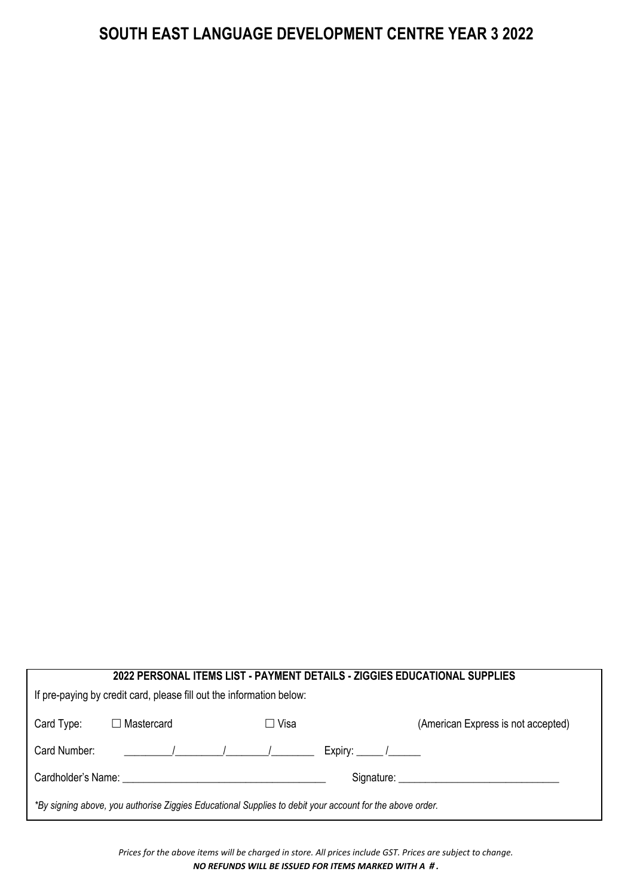# SOUTH EAST LANGUAGE DEVELOPMENT CENTRE YEAR 3 2022

**2022 PERSONAL ITEMS LIST - PAYMENT DETAILS - ZIGGIES EDUCATIONAL SUPPLIES**

If pre-paying by credit card, please fill out the information below:

Card Type: ☐ Mastercard ☐ Visa (American Express is not accepted)

Card Number: _________/_________/________/________ Expiry: _____ /______

Cardholder's Name: ______________________________________ Signature: ______________________________

*\*By signing above, you authorise Ziggies Educational Supplies to debit your account for the above order.*

*Prices for the above items will be charged in store. All prices include GST. Prices are subject to change.*

***NO REFUNDS WILL BE ISSUED FOR ITEMS MARKED WITH A #.***